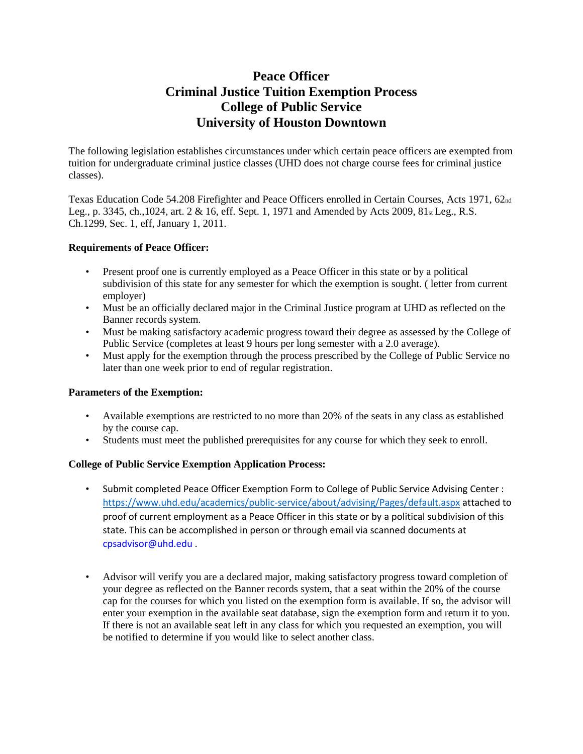# Peace Officer
# Criminal Justice Tuition Exemption Process
# College of Public Service
# University of Houston Downtown

The following legislation establishes circumstances under which certain peace officers are exempted from tuition for undergraduate criminal justice classes (UHD does not charge course fees for criminal justice classes).

Texas Education Code 54.208 Firefighter and Peace Officers enrolled in Certain Courses, Acts 1971, 62nd Leg., p. 3345, ch.,1024, art. 2 & 16, eff. Sept. 1, 1971 and Amended by Acts 2009, 81st Leg., R.S. Ch.1299, Sec. 1, eff, January 1, 2011.

**Requirements of Peace Officer:**

- Present proof one is currently employed as a Peace Officer in this state or by a political subdivision of this state for any semester for which the exemption is sought. ( letter from current employer)
- Must be an officially declared major in the Criminal Justice program at UHD as reflected on the Banner records system.
- Must be making satisfactory academic progress toward their degree as assessed by the College of Public Service (completes at least 9 hours per long semester with a 2.0 average).
- Must apply for the exemption through the process prescribed by the College of Public Service no later than one week prior to end of regular registration.

**Parameters of the Exemption:**

- Available exemptions are restricted to no more than 20% of the seats in any class as established by the course cap.
- Students must meet the published prerequisites for any course for which they seek to enroll.

**College of Public Service Exemption Application Process:**

- Submit completed Peace Officer Exemption Form to College of Public Service Advising Center : https://www.uhd.edu/academics/public-service/about/advising/Pages/default.aspx attached to proof of current employment as a Peace Officer in this state or by a political subdivision of this state. This can be accomplished in person or through email via scanned documents at cpsadvisor@uhd.edu .

- Advisor will verify you are a declared major, making satisfactory progress toward completion of your degree as reflected on the Banner records system, that a seat within the 20% of the course cap for the courses for which you listed on the exemption form is available. If so, the advisor will enter your exemption in the available seat database, sign the exemption form and return it to you. If there is not an available seat left in any class for which you requested an exemption, you will be notified to determine if you would like to select another class.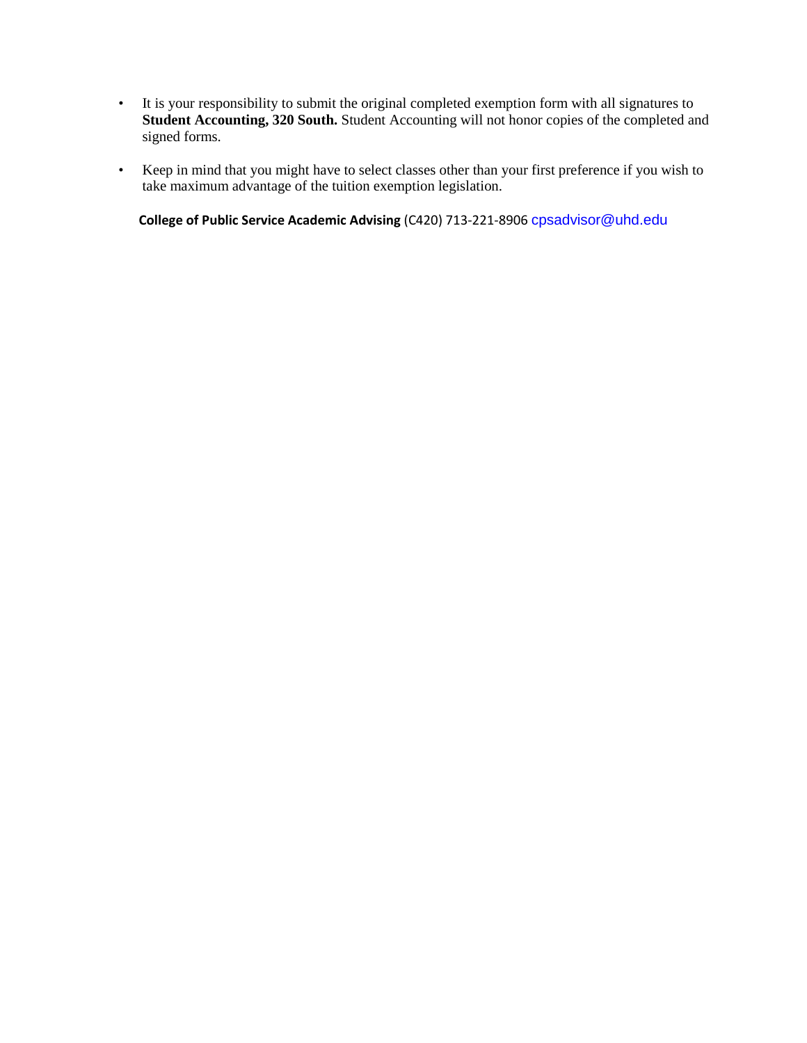- It is your responsibility to submit the original completed exemption form with all signatures to **Student Accounting, 320 South.** Student Accounting will not honor copies of the completed and signed forms.

- Keep in mind that you might have to select classes other than your first preference if you wish to take maximum advantage of the tuition exemption legislation.

**College of Public Service Academic Advising** (C420) 713-221-8906 cpsadvisor@uhd.edu